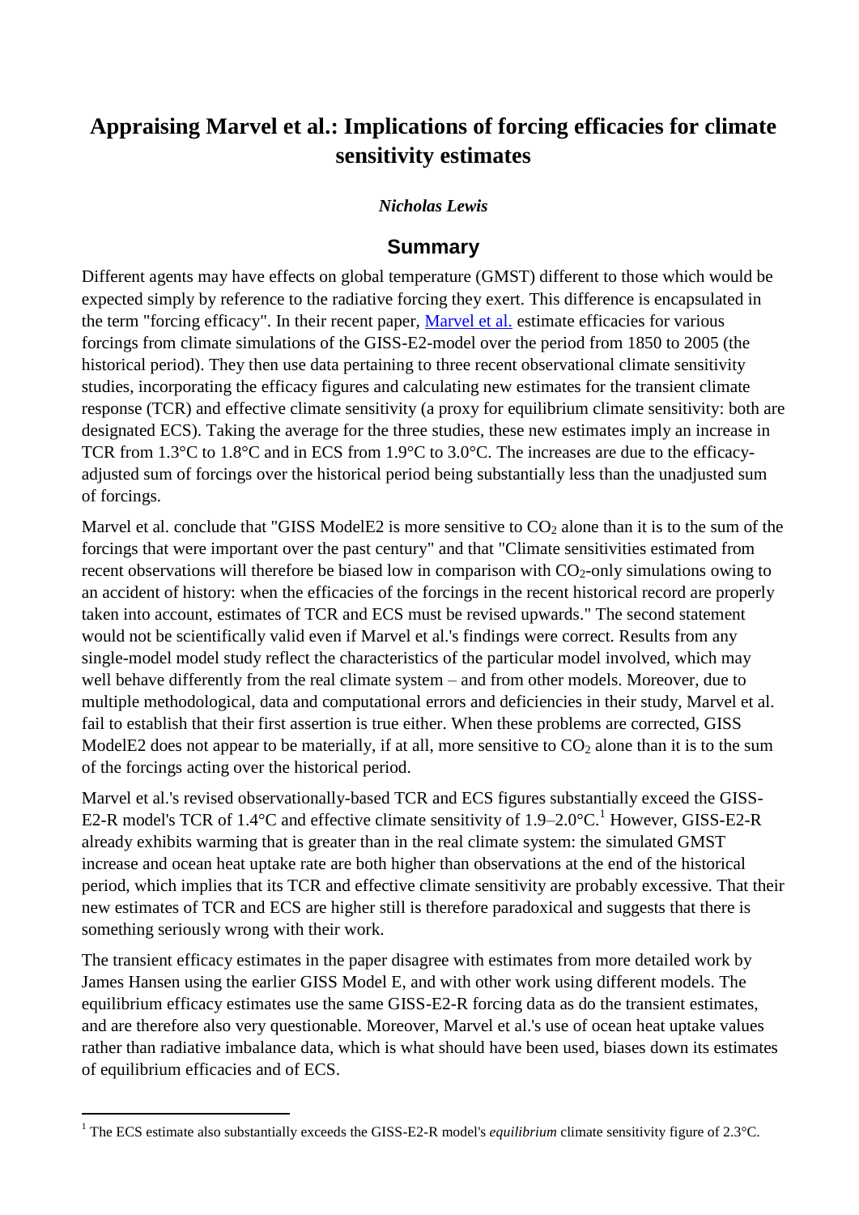# Appraising Marvel et al.: Implications of forcing efficacies for climate sensitivity estimates

***Nicholas Lewis***

## Summary

Different agents may have effects on global temperature (GMST) different to those which would be expected simply by reference to the radiative forcing they exert. This difference is encapsulated in the term "forcing efficacy". In their recent paper, Marvel et al. estimate efficacies for various forcings from climate simulations of the GISS-E2-model over the period from 1850 to 2005 (the historical period). They then use data pertaining to three recent observational climate sensitivity studies, incorporating the efficacy figures and calculating new estimates for the transient climate response (TCR) and effective climate sensitivity (a proxy for equilibrium climate sensitivity: both are designated ECS). Taking the average for the three studies, these new estimates imply an increase in TCR from 1.3°C to 1.8°C and in ECS from 1.9°C to 3.0°C. The increases are due to the efficacy-adjusted sum of forcings over the historical period being substantially less than the unadjusted sum of forcings.

Marvel et al. conclude that "GISS ModelE2 is more sensitive to $CO_2$ alone than it is to the sum of the forcings that were important over the past century" and that "Climate sensitivities estimated from recent observations will therefore be biased low in comparison with $CO_2$-only simulations owing to an accident of history: when the efficacies of the forcings in the recent historical record are properly taken into account, estimates of TCR and ECS must be revised upwards." The second statement would not be scientifically valid even if Marvel et al.'s findings were correct. Results from any single-model model study reflect the characteristics of the particular model involved, which may well behave differently from the real climate system – and from other models. Moreover, due to multiple methodological, data and computational errors and deficiencies in their study, Marvel et al. fail to establish that their first assertion is true either. When these problems are corrected, GISS ModelE2 does not appear to be materially, if at all, more sensitive to $CO_2$ alone than it is to the sum of the forcings acting over the historical period.

Marvel et al.'s revised observationally-based TCR and ECS figures substantially exceed the GISS-E2-R model's TCR of 1.4°C and effective climate sensitivity of 1.9–2.0°C.[1] However, GISS-E2-R already exhibits warming that is greater than in the real climate system: the simulated GMST increase and ocean heat uptake rate are both higher than observations at the end of the historical period, which implies that its TCR and effective climate sensitivity are probably excessive. That their new estimates of TCR and ECS are higher still is therefore paradoxical and suggests that there is something seriously wrong with their work.

The transient efficacy estimates in the paper disagree with estimates from more detailed work by James Hansen using the earlier GISS Model E, and with other work using different models. The equilibrium efficacy estimates use the same GISS-E2-R forcing data as do the transient estimates, and are therefore also very questionable. Moreover, Marvel et al.'s use of ocean heat uptake values rather than radiative imbalance data, which is what should have been used, biases down its estimates of equilibrium efficacies and of ECS.

---

[1] The ECS estimate also substantially exceeds the GISS-E2-R model's *equilibrium* climate sensitivity figure of 2.3°C.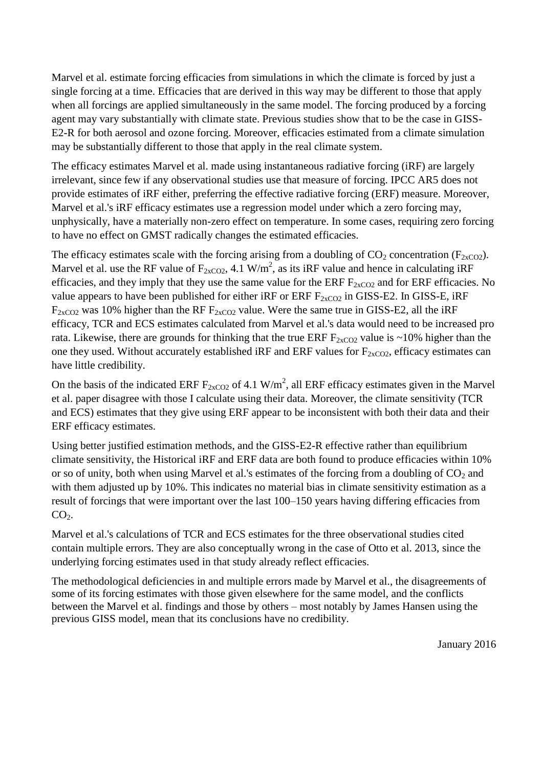Marvel et al. estimate forcing efficacies from simulations in which the climate is forced by just a single forcing at a time. Efficacies that are derived in this way may be different to those that apply when all forcings are applied simultaneously in the same model. The forcing produced by a forcing agent may vary substantially with climate state. Previous studies show that to be the case in GISS-E2-R for both aerosol and ozone forcing. Moreover, efficacies estimated from a climate simulation may be substantially different to those that apply in the real climate system.

The efficacy estimates Marvel et al. made using instantaneous radiative forcing (iRF) are largely irrelevant, since few if any observational studies use that measure of forcing. IPCC AR5 does not provide estimates of iRF either, preferring the effective radiative forcing (ERF) measure. Moreover, Marvel et al.'s iRF efficacy estimates use a regression model under which a zero forcing may, unphysically, have a materially non-zero effect on temperature. In some cases, requiring zero forcing to have no effect on GMST radically changes the estimated efficacies.

The efficacy estimates scale with the forcing arising from a doubling of $CO_2$ concentration ($F_{2xCO2}$). Marvel et al. use the RF value of $F_{2xCO2}$, 4.1 W/m$^2$, as its iRF value and hence in calculating iRF efficacies, and they imply that they use the same value for the ERF $F_{2xCO2}$ and for ERF efficacies. No value appears to have been published for either iRF or ERF $F_{2xCO2}$ in GISS-E2. In GISS-E, iRF $F_{2xCO2}$ was 10% higher than the RF $F_{2xCO2}$ value. Were the same true in GISS-E2, all the iRF efficacy, TCR and ECS estimates calculated from Marvel et al.'s data would need to be increased pro rata. Likewise, there are grounds for thinking that the true ERF $F_{2xCO2}$ value is ~10% higher than the one they used. Without accurately established iRF and ERF values for $F_{2xCO2}$, efficacy estimates can have little credibility.

On the basis of the indicated ERF $F_{2xCO2}$ of 4.1 W/m$^2$, all ERF efficacy estimates given in the Marvel et al. paper disagree with those I calculate using their data. Moreover, the climate sensitivity (TCR and ECS) estimates that they give using ERF appear to be inconsistent with both their data and their ERF efficacy estimates.

Using better justified estimation methods, and the GISS-E2-R effective rather than equilibrium climate sensitivity, the Historical iRF and ERF data are both found to produce efficacies within 10% or so of unity, both when using Marvel et al.'s estimates of the forcing from a doubling of $CO_2$ and with them adjusted up by 10%. This indicates no material bias in climate sensitivity estimation as a result of forcings that were important over the last 100–150 years having differing efficacies from $CO_2$.

Marvel et al.'s calculations of TCR and ECS estimates for the three observational studies cited contain multiple errors. They are also conceptually wrong in the case of Otto et al. 2013, since the underlying forcing estimates used in that study already reflect efficacies.

The methodological deficiencies in and multiple errors made by Marvel et al., the disagreements of some of its forcing estimates with those given elsewhere for the same model, and the conflicts between the Marvel et al. findings and those by others – most notably by James Hansen using the previous GISS model, mean that its conclusions have no credibility.

January 2016